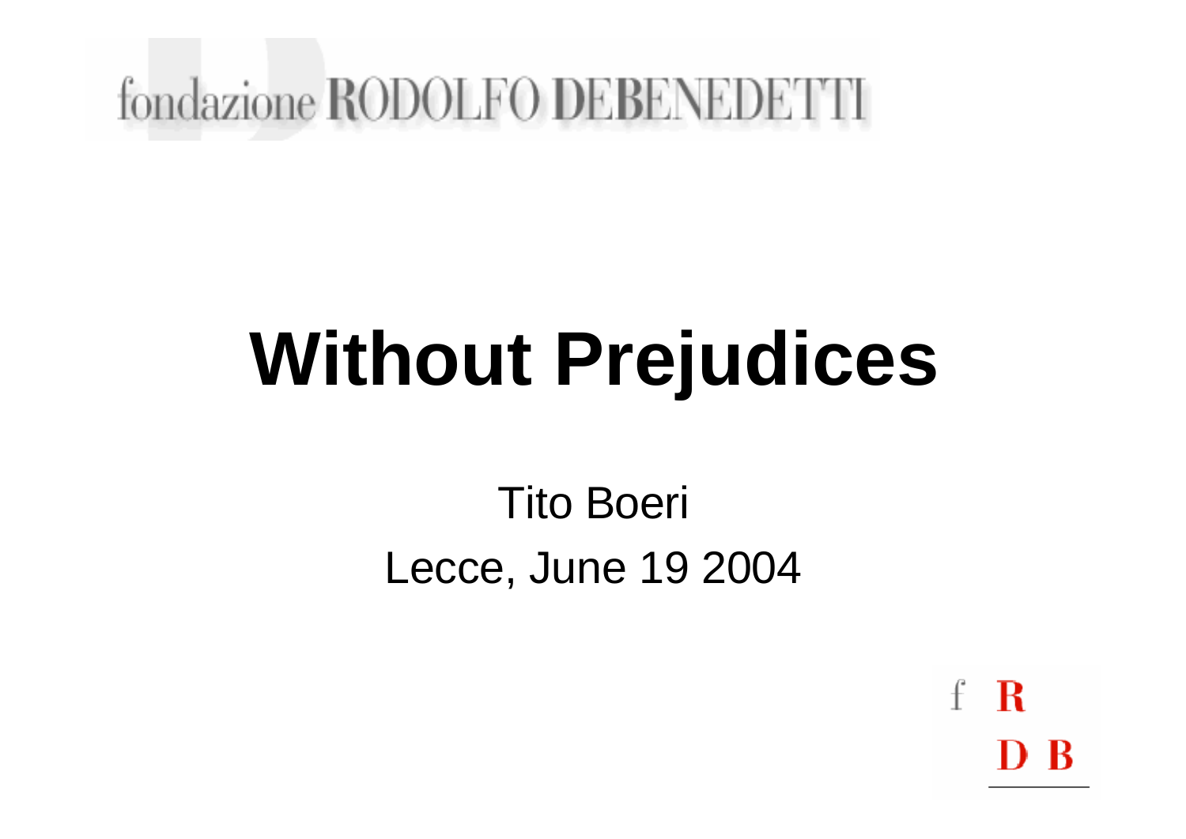fondazione RODOLFO DEBENEDETTI

# Without Prejudices

Tito Boeri

Lecce, June 19 2004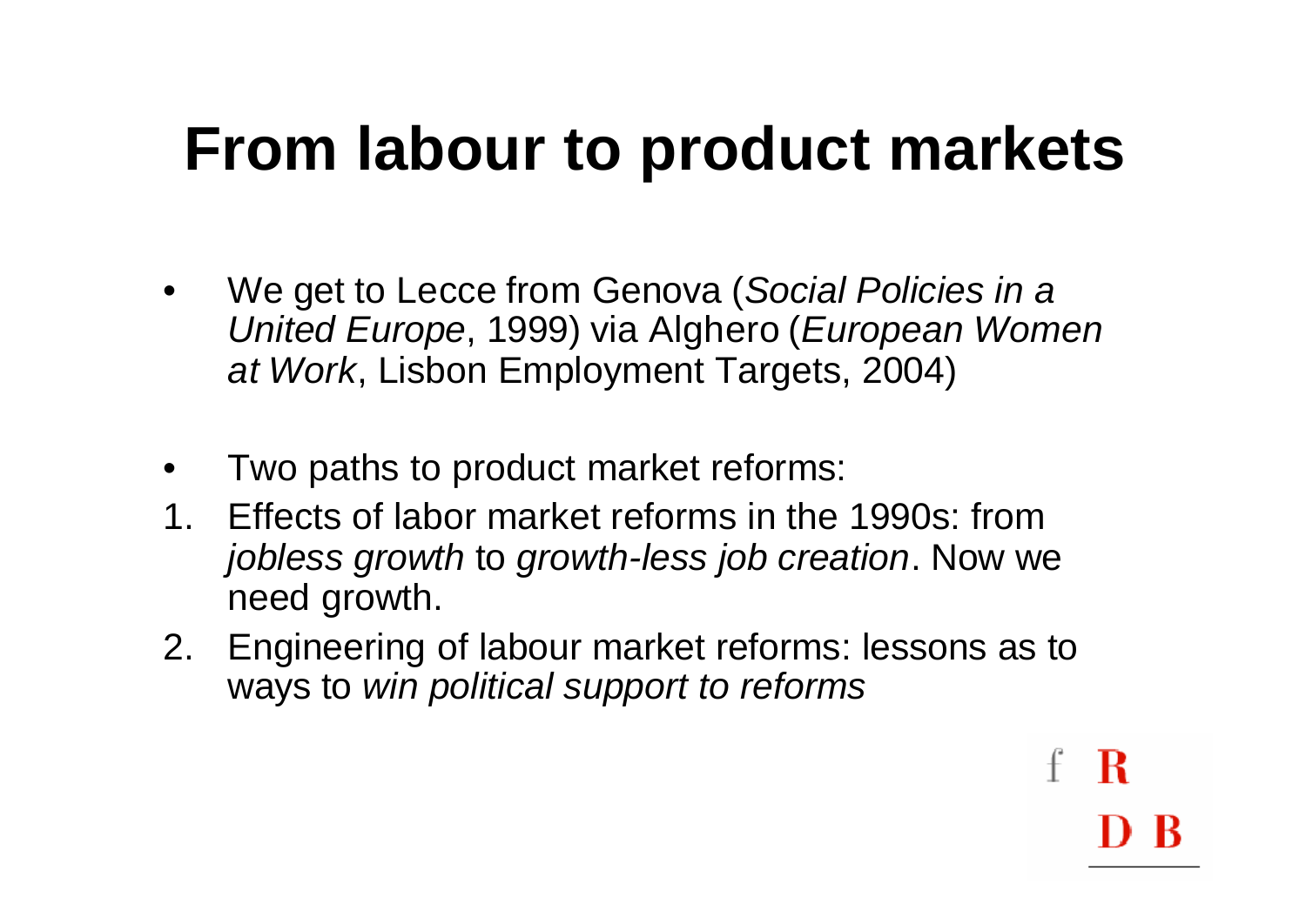# From labour to product markets

- We get to Lecce from Genova (*Social Policies in a United Europe*, 1999) via Alghero (*European Women at Work*, Lisbon Employment Targets, 2004)

- Two paths to product market reforms:

1. Effects of labor market reforms in the 1990s: from *jobless growth* to *growth-less job creation*. Now we need growth.
2. Engineering of labour market reforms: lessons as to ways to *win political support to reforms*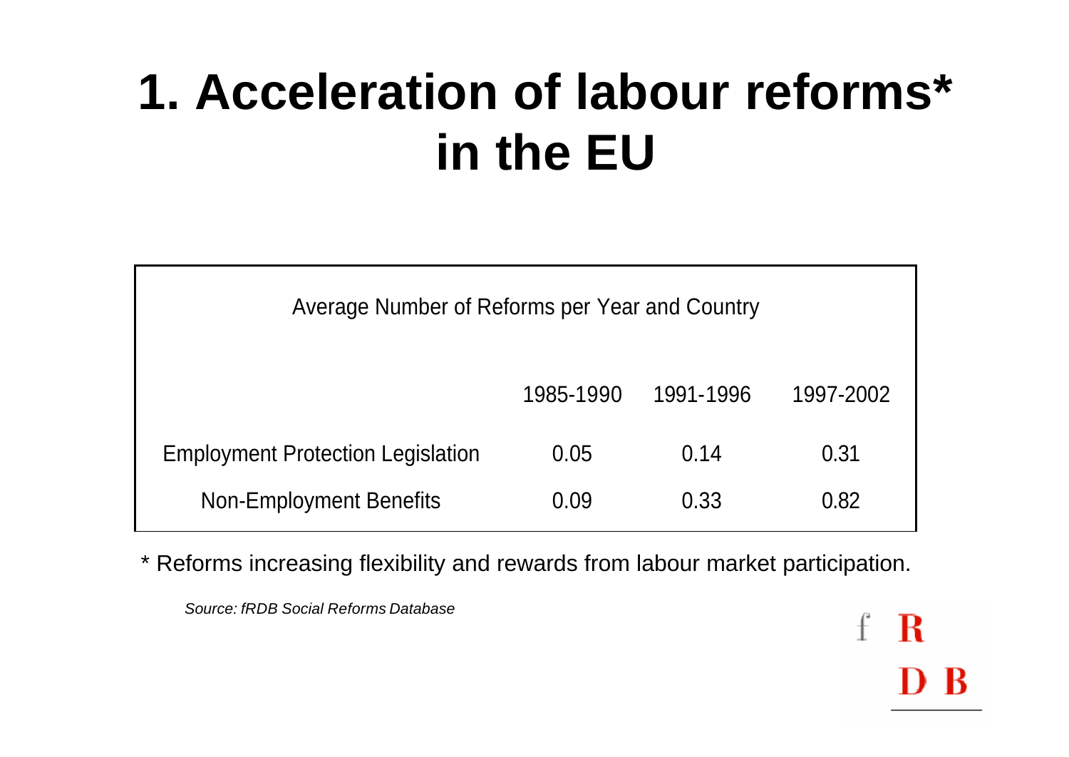# 1. Acceleration of labour reforms* in the EU

Average Number of Reforms per Year and Country

| | 1985-1990 | 1991-1996 | 1997-2002 |
|---|---|---|---|
| Employment Protection Legislation | 0.05 | 0.14 | 0.31 |
| Non-Employment Benefits | 0.09 | 0.33 | 0.82 |

* Reforms increasing flexibility and rewards from labour market participation.

*Source: fRDB Social Reforms Database*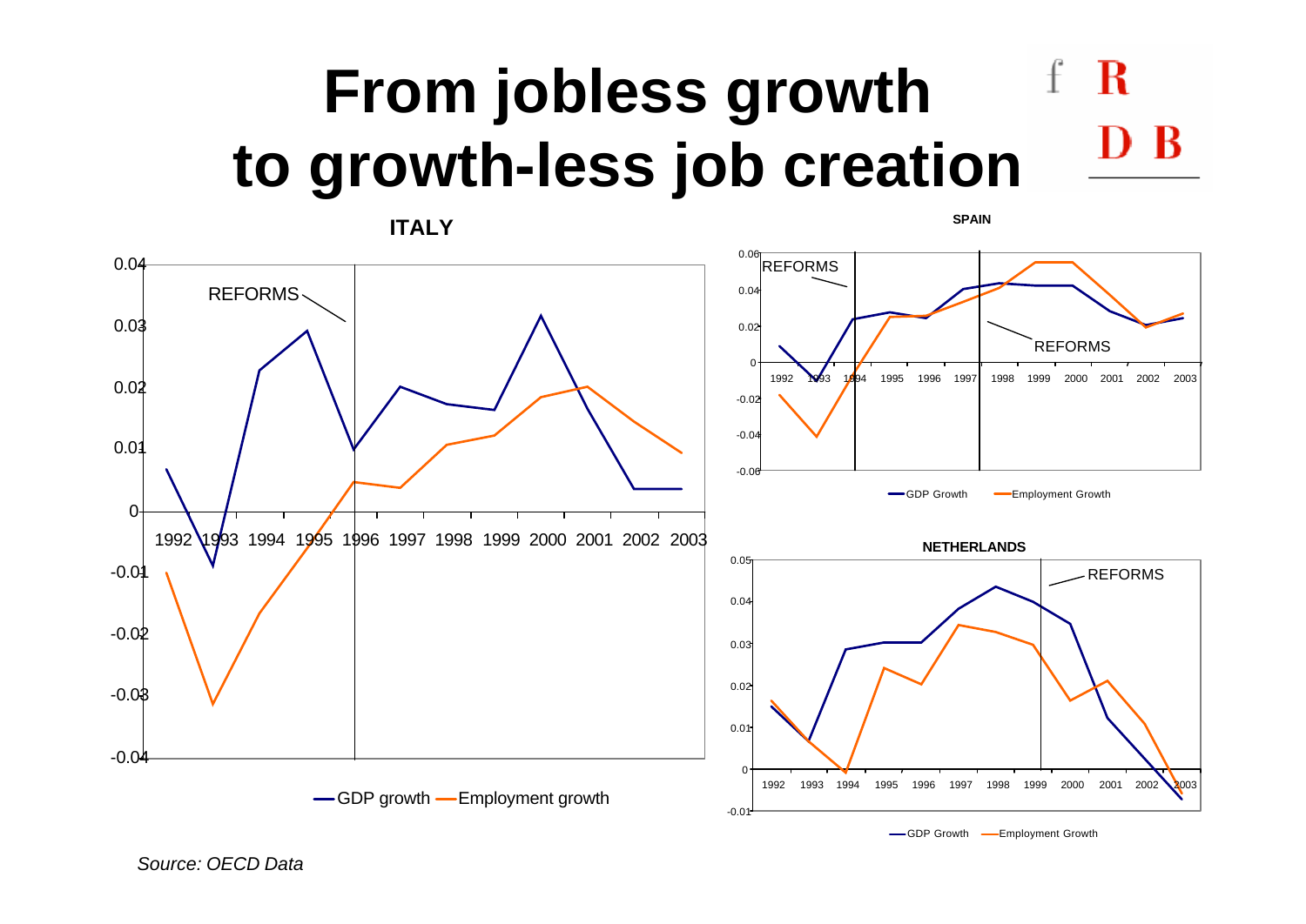# From jobless growth to growth-less job creation

fRDB

**ITALY**

0.04, 0.03, 0.02, 0.01, 0, -0.01, -0.02, -0.03, -0.04

1992 1993 1994 1995 1996 1997 1998 1999 2000 2001 2002 2003

REFORMS

GDP growth — Employment growth

**SPAIN**

0.06, 0.04, 0.02, 0, -0.02, -0.04, -0.06

1992 1993 1994 1995 1996 1997 1998 1999 2000 2001 2002 2003

REFORMS

REFORMS

GDP Growth — Employment Growth

**NETHERLANDS**

0.05, 0.04, 0.03, 0.02, 0.01, 0, -0.01

1992 1993 1994 1995 1996 1997 1998 1999 2000 2001 2002 2003

REFORMS

GDP Growth — Employment Growth

*Source: OECD Data*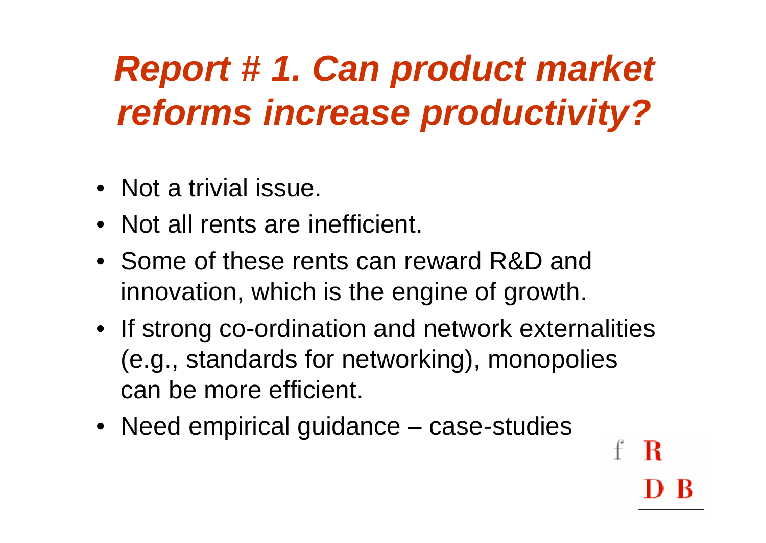# *Report # 1. Can product market reforms increase productivity?*

- Not a trivial issue.
- Not all rents are inefficient.
- Some of these rents can reward R&D and innovation, which is the engine of growth.
- If strong co-ordination and network externalities (e.g., standards for networking), monopolies can be more efficient.
- Need empirical guidance – case-studies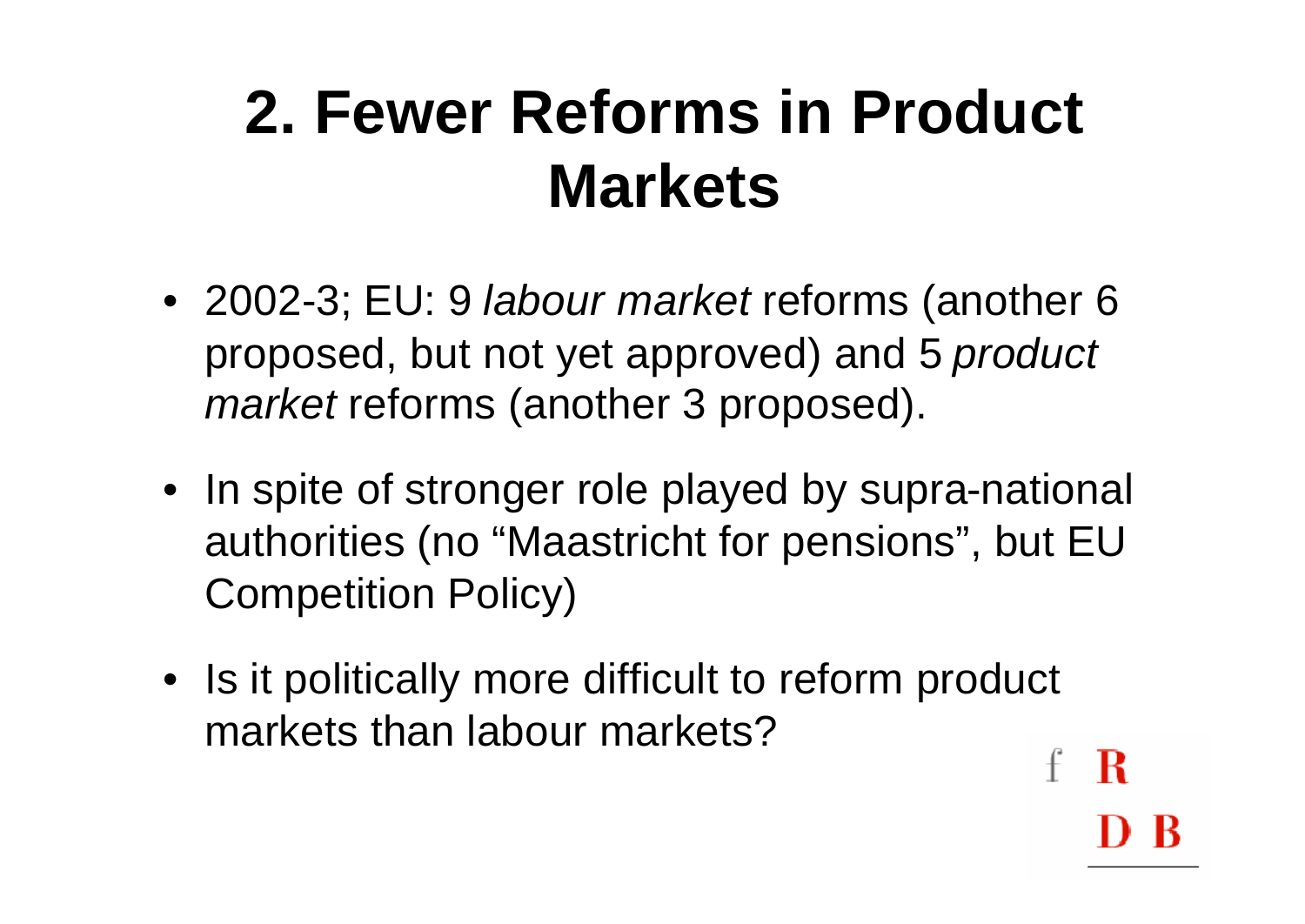# 2. Fewer Reforms in Product Markets

- 2002-3; EU: 9 *labour market* reforms (another 6 proposed, but not yet approved) and 5 *product market* reforms (another 3 proposed).
- In spite of stronger role played by supra-national authorities (no "Maastricht for pensions", but EU Competition Policy)
- Is it politically more difficult to reform product markets than labour markets?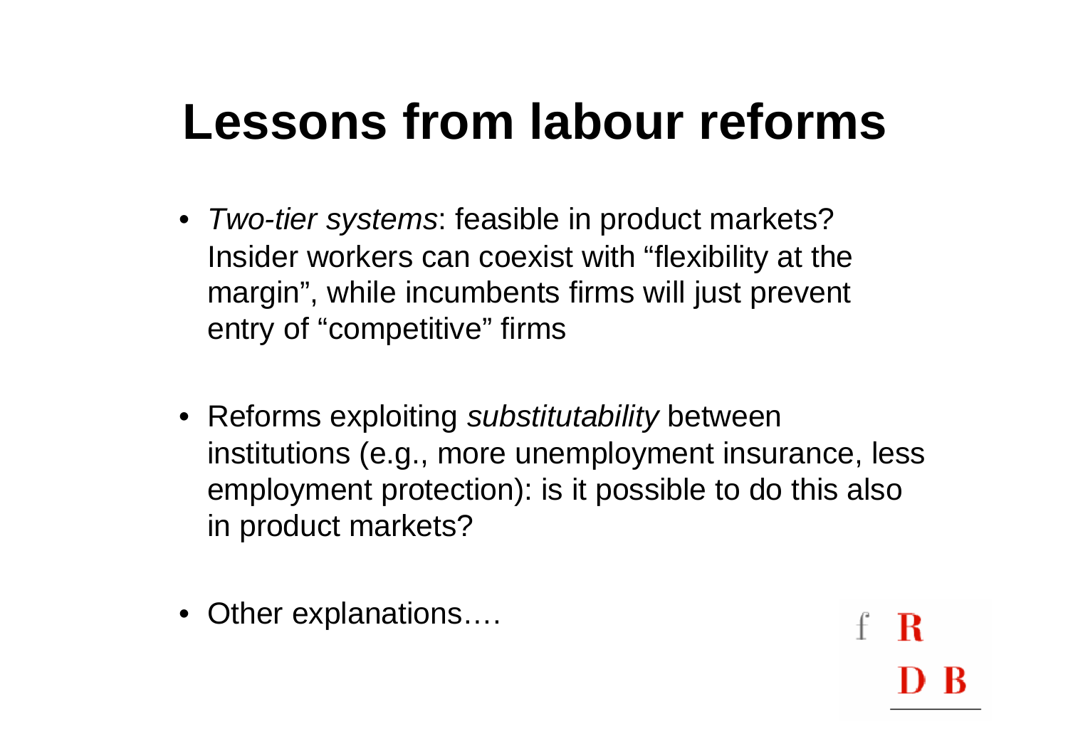# Lessons from labour reforms

- *Two-tier systems*: feasible in product markets? Insider workers can coexist with "flexibility at the margin", while incumbents firms will just prevent entry of "competitive" firms

- Reforms exploiting *substitutability* between institutions (e.g., more unemployment insurance, less employment protection): is it possible to do this also in product markets?

- Other explanations….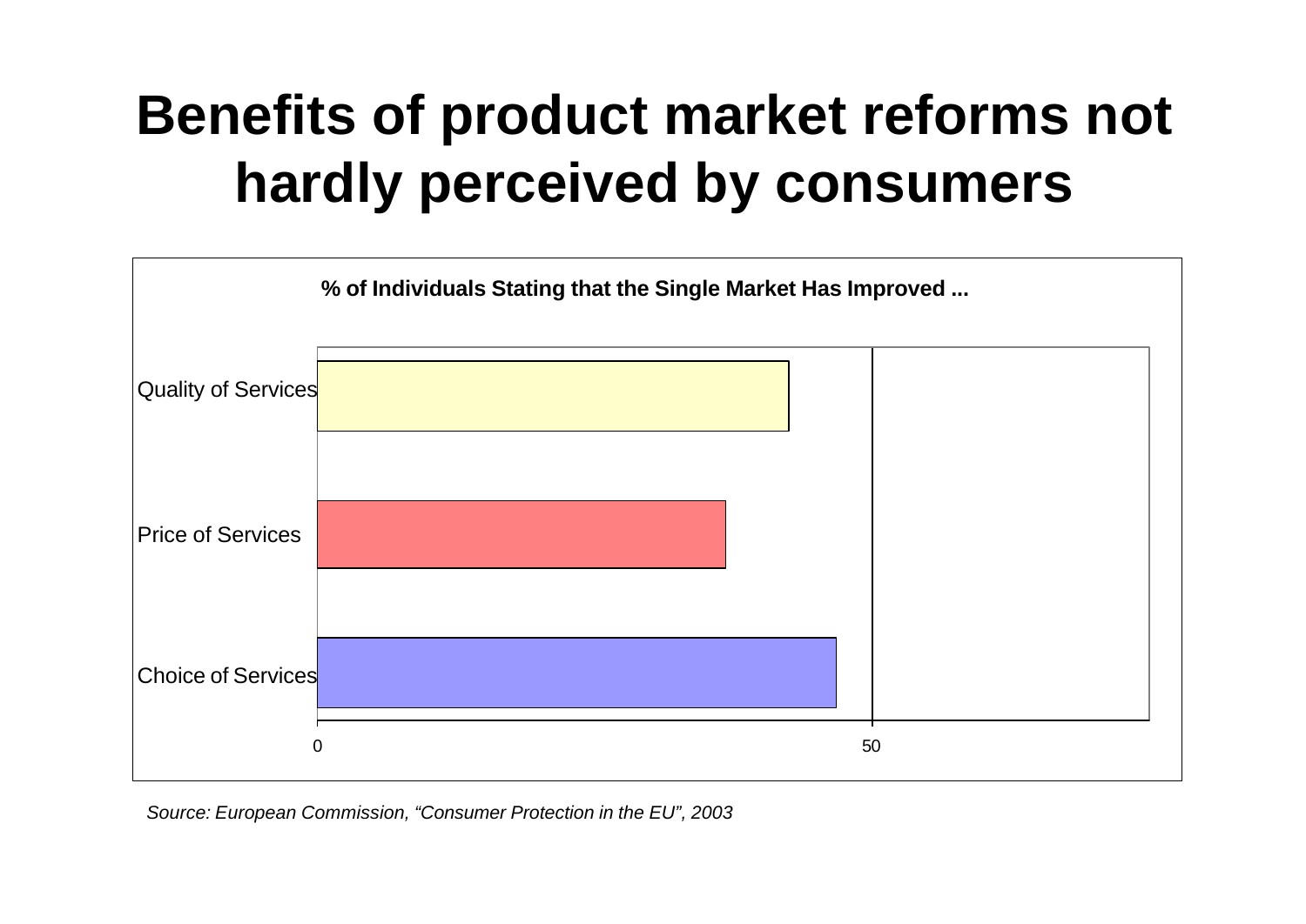# Benefits of product market reforms not hardly perceived by consumers

**% of Individuals Stating that the Single Market Has Improved ...**

Quality of Services

Price of Services

Choice of Services

0 50

*Source: European Commission, "Consumer Protection in the EU", 2003*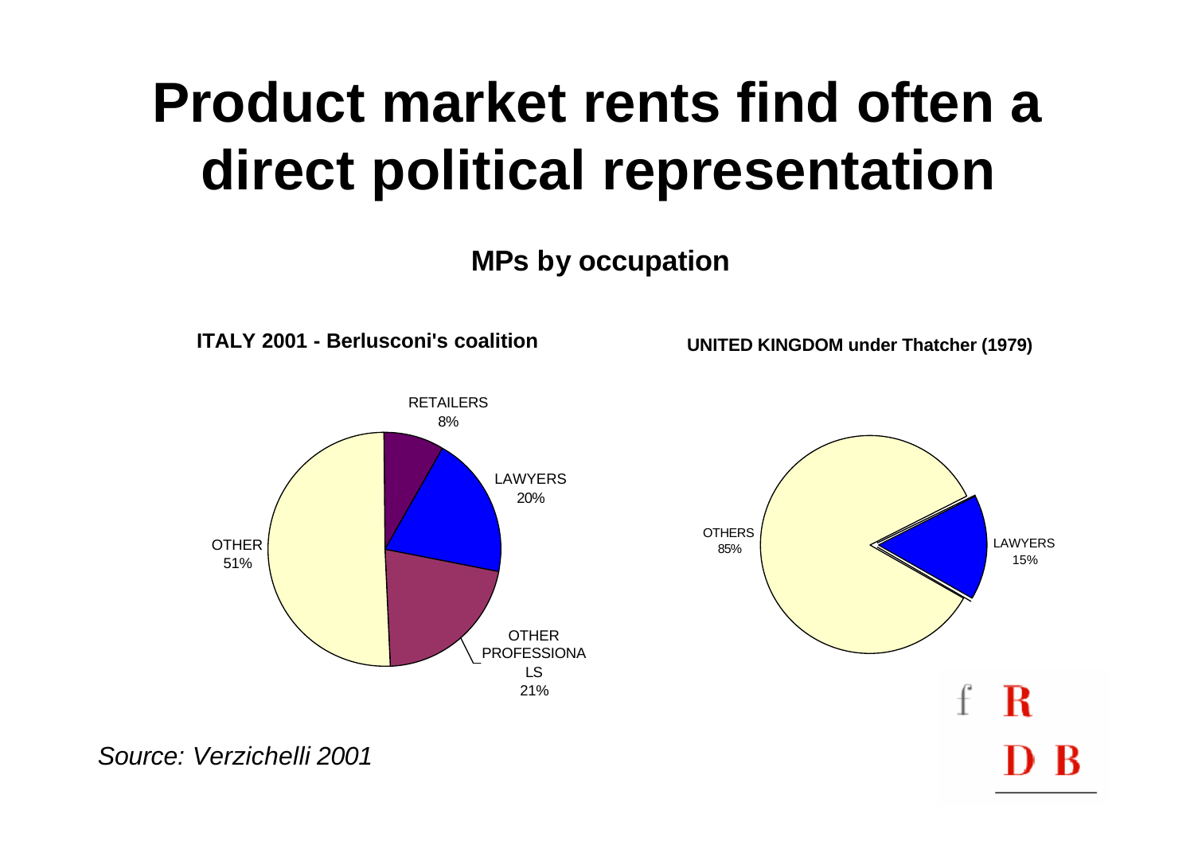# Product market rents find often a direct political representation

**MPs by occupation**

**ITALY 2001 - Berlusconi's coalition**

| Occupation | Share |
|---|---|
| RETAILERS | 8% |
| LAWYERS | 20% |
| OTHER PROFESSIONALS | 21% |
| OTHER | 51% |

**UNITED KINGDOM under Thatcher (1979)**

| Occupation | Share |
|---|---|
| LAWYERS | 15% |
| OTHERS | 85% |

*Source: Verzichelli 2001*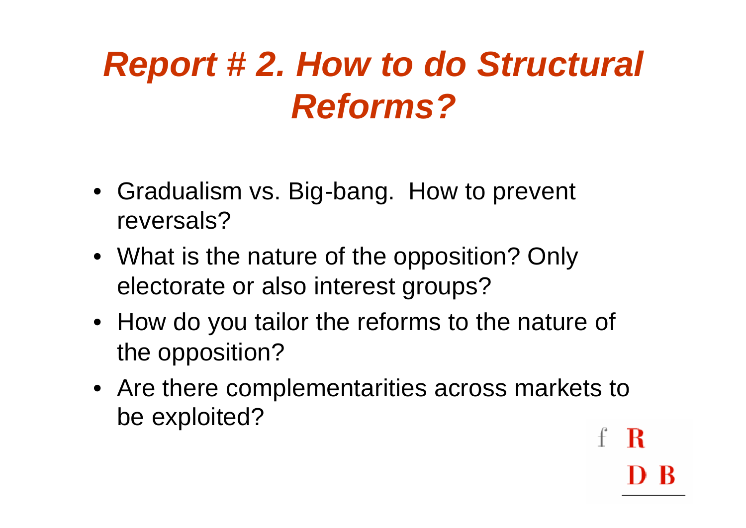# ***Report # 2. How to do Structural Reforms?***

- Gradualism vs. Big-bang. How to prevent reversals?
- What is the nature of the opposition? Only electorate or also interest groups?
- How do you tailor the reforms to the nature of the opposition?
- Are there complementarities across markets to be exploited?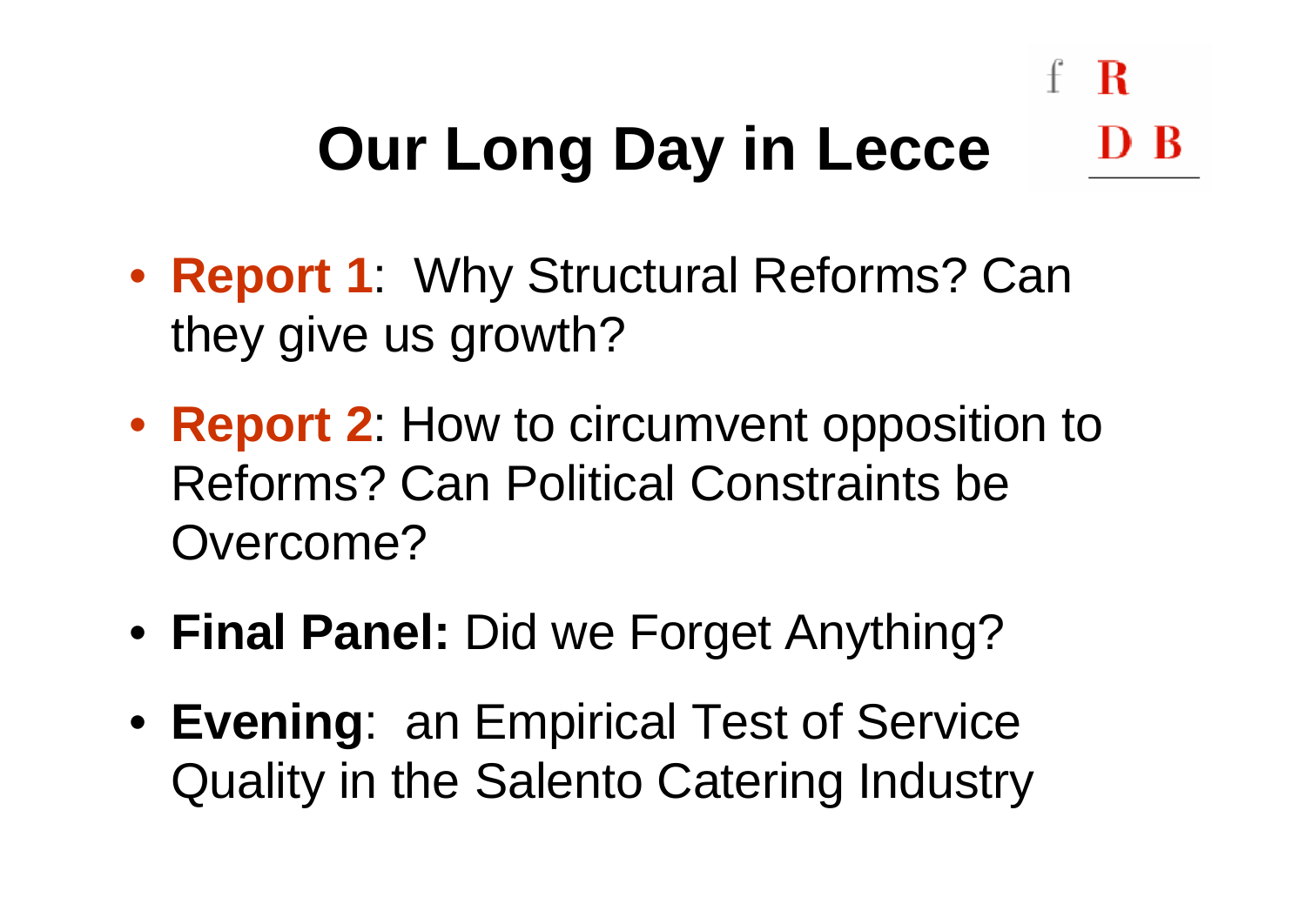# Our Long Day in Lecce

- **Report 1**: Why Structural Reforms? Can they give us growth?
- **Report 2**: How to circumvent opposition to Reforms? Can Political Constraints be Overcome?
- **Final Panel:** Did we Forget Anything?
- **Evening**: an Empirical Test of Service Quality in the Salento Catering Industry